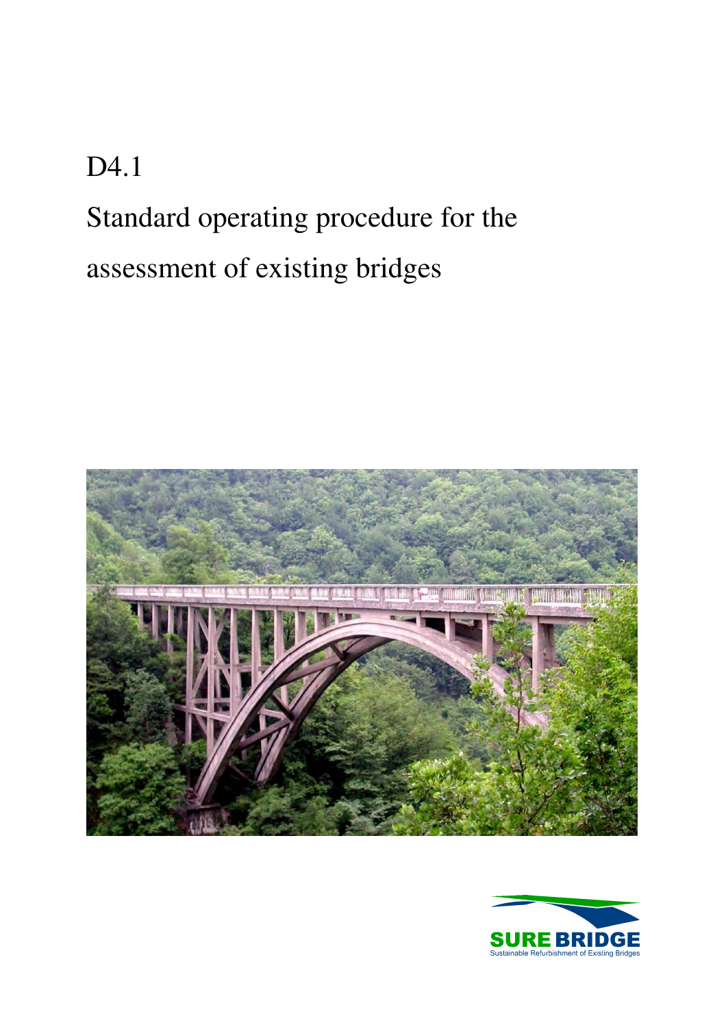D4.1

# Standard operating procedure for the assessment of existing bridges

SURE BRIDGE

Sustainable Refurbishment of Existing Bridges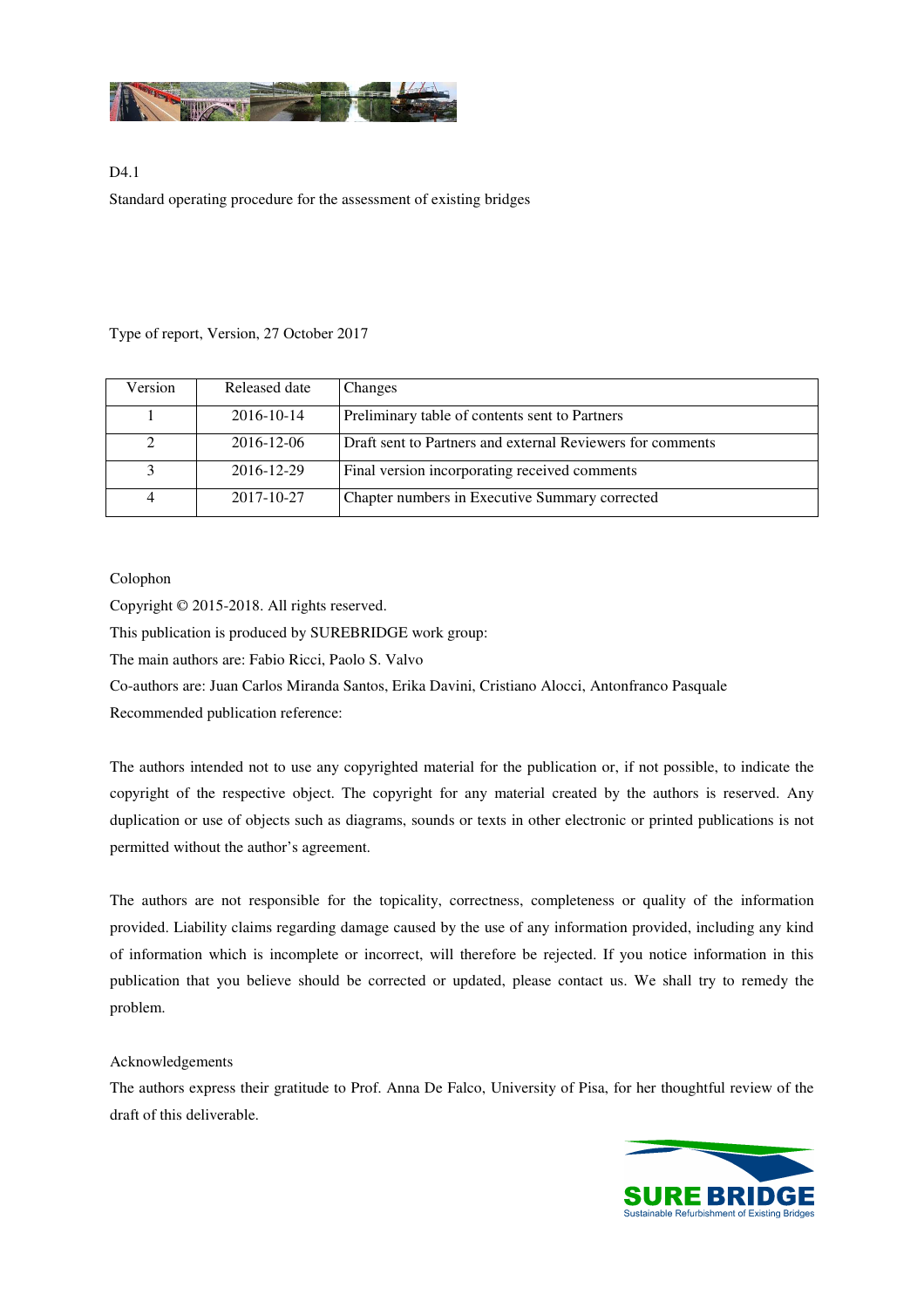D4.1

Standard operating procedure for the assessment of existing bridges

Type of report, Version, 27 October 2017

| Version | Released date | Changes |
|---|---|---|
| 1 | 2016-10-14 | Preliminary table of contents sent to Partners |
| 2 | 2016-12-06 | Draft sent to Partners and external Reviewers for comments |
| 3 | 2016-12-29 | Final version incorporating received comments |
| 4 | 2017-10-27 | Chapter numbers in Executive Summary corrected |

Colophon

Copyright © 2015-2018. All rights reserved.

This publication is produced by SUREBRIDGE work group:

The main authors are: Fabio Ricci, Paolo S. Valvo

Co-authors are: Juan Carlos Miranda Santos, Erika Davini, Cristiano Alocci, Antonfranco Pasquale

Recommended publication reference:

The authors intended not to use any copyrighted material for the publication or, if not possible, to indicate the copyright of the respective object. The copyright for any material created by the authors is reserved. Any duplication or use of objects such as diagrams, sounds or texts in other electronic or printed publications is not permitted without the author's agreement.

The authors are not responsible for the topicality, correctness, completeness or quality of the information provided. Liability claims regarding damage caused by the use of any information provided, including any kind of information which is incomplete or incorrect, will therefore be rejected. If you notice information in this publication that you believe should be corrected or updated, please contact us. We shall try to remedy the problem.

Acknowledgements

The authors express their gratitude to Prof. Anna De Falco, University of Pisa, for her thoughtful review of the draft of this deliverable.

SURE BRIDGE
Sustainable Refurbishment of Existing Bridges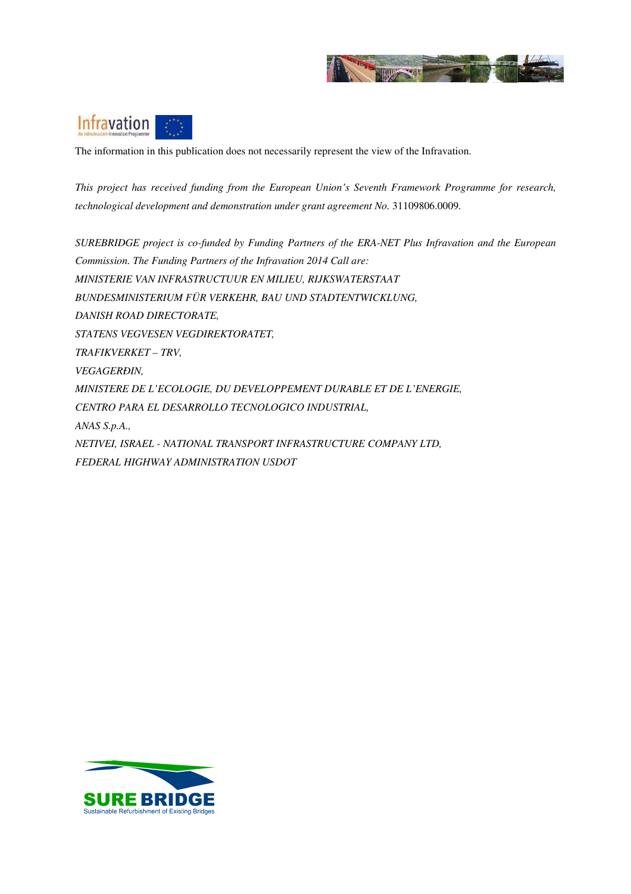The information in this publication does not necessarily represent the view of the Infravation.

*This project has received funding from the European Union's Seventh Framework Programme for research, technological development and demonstration under grant agreement No.* 31109806.0009.

*SUREBRIDGE project is co-funded by Funding Partners of the ERA-NET Plus Infravation and the European Commission. The Funding Partners of the Infravation 2014 Call are:*
*MINISTERIE VAN INFRASTRUCTUUR EN MILIEU, RIJKSWATERSTAAT*
*BUNDESMINISTERIUM FÜR VERKEHR, BAU UND STADTENTWICKLUNG,*
*DANISH ROAD DIRECTORATE,*
*STATENS VEGVESEN VEGDIREKTORATET,*
*TRAFIKVERKET – TRV,*
*VEGAGERÐIN,*
*MINISTERE DE L'ECOLOGIE, DU DEVELOPPEMENT DURABLE ET DE L'ENERGIE,*
*CENTRO PARA EL DESARROLLO TECNOLOGICO INDUSTRIAL,*
*ANAS S.p.A.,*
*NETIVEI, ISRAEL - NATIONAL TRANSPORT INFRASTRUCTURE COMPANY LTD,*
*FEDERAL HIGHWAY ADMINISTRATION USDOT*

SURE BRIDGE
Sustainable Refurbishment of Existing Bridges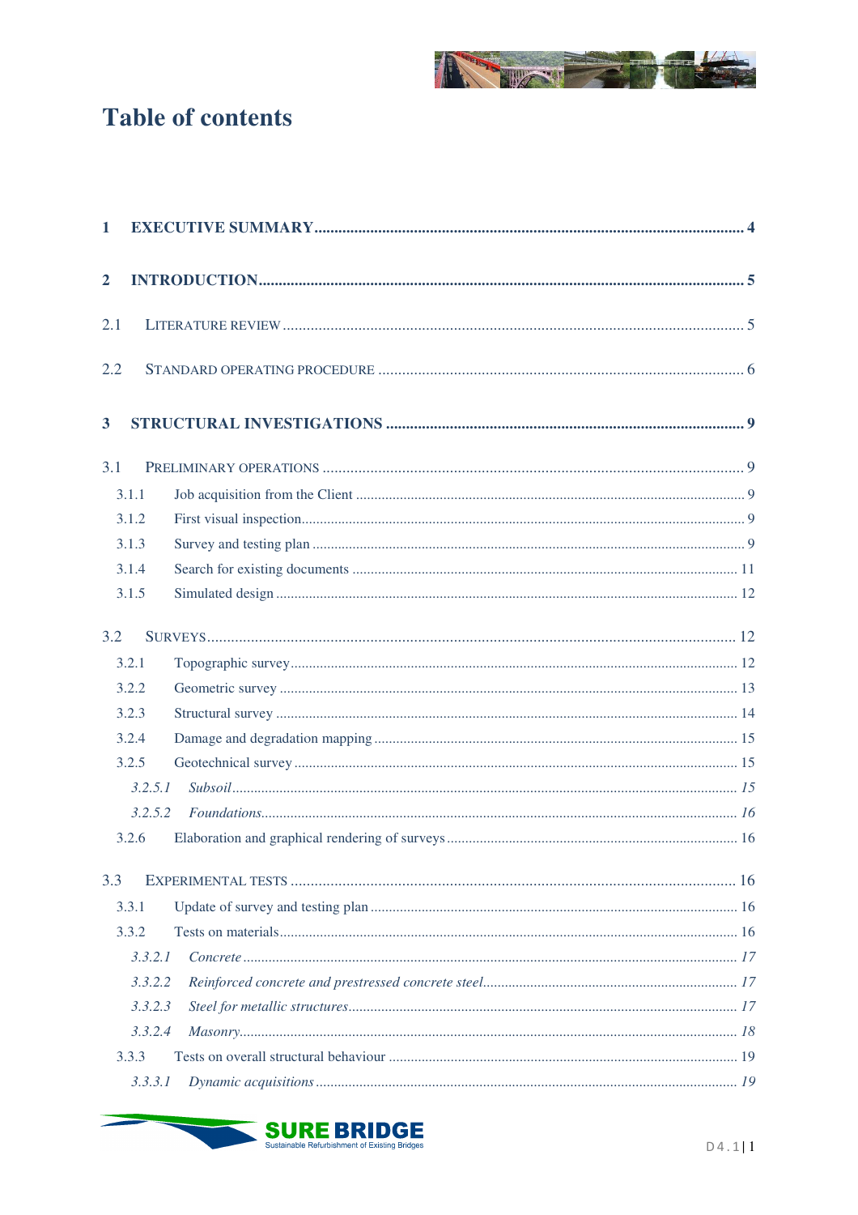# Table of contents

**1 EXECUTIVE SUMMARY** .......... **4**

**2 INTRODUCTION** .......... **5**

2.1 LITERATURE REVIEW .......... 5

2.2 STANDARD OPERATING PROCEDURE .......... 6

**3 STRUCTURAL INVESTIGATIONS** .......... **9**

3.1 PRELIMINARY OPERATIONS .......... 9

- 3.1.1 Job acquisition from the Client .......... 9
- 3.1.2 First visual inspection .......... 9
- 3.1.3 Survey and testing plan .......... 9
- 3.1.4 Search for existing documents .......... 11
- 3.1.5 Simulated design .......... 12

3.2 SURVEYS .......... 12

- 3.2.1 Topographic survey .......... 12
- 3.2.2 Geometric survey .......... 13
- 3.2.3 Structural survey .......... 14
- 3.2.4 Damage and degradation mapping .......... 15
- 3.2.5 Geotechnical survey .......... 15
  - *3.2.5.1 Subsoil .......... 15*
  - *3.2.5.2 Foundations .......... 16*
- 3.2.6 Elaboration and graphical rendering of surveys .......... 16

3.3 EXPERIMENTAL TESTS .......... 16

- 3.3.1 Update of survey and testing plan .......... 16
- 3.3.2 Tests on materials .......... 16
  - *3.3.2.1 Concrete .......... 17*
  - *3.3.2.2 Reinforced concrete and prestressed concrete steel .......... 17*
  - *3.3.2.3 Steel for metallic structures .......... 17*
  - *3.3.2.4 Masonry .......... 18*
- 3.3.3 Tests on overall structural behaviour .......... 19
  - *3.3.3.1 Dynamic acquisitions .......... 19*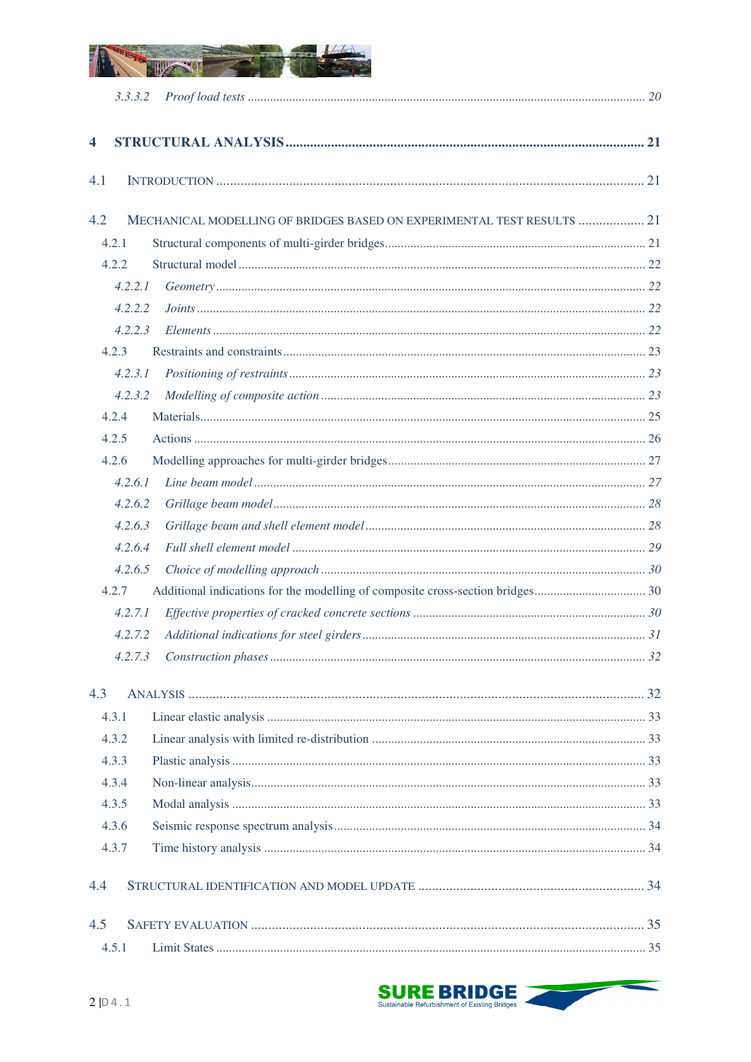*3.3.3.2 Proof load tests* ........ *20*

**4 STRUCTURAL ANALYSIS** ........ **21**

4.1 INTRODUCTION ........ 21

4.2 MECHANICAL MODELLING OF BRIDGES BASED ON EXPERIMENTAL TEST RESULTS ........ 21

4.2.1 Structural components of multi-girder bridges ........ 21

4.2.2 Structural model ........ 22

*4.2.2.1 Geometry* ........ *22*

*4.2.2.2 Joints* ........ *22*

*4.2.2.3 Elements* ........ *22*

4.2.3 Restraints and constraints ........ 23

*4.2.3.1 Positioning of restraints* ........ *23*

*4.2.3.2 Modelling of composite action* ........ *23*

4.2.4 Materials ........ 25

4.2.5 Actions ........ 26

4.2.6 Modelling approaches for multi-girder bridges ........ 27

*4.2.6.1 Line beam model* ........ *27*

*4.2.6.2 Grillage beam model* ........ *28*

*4.2.6.3 Grillage beam and shell element model* ........ *28*

*4.2.6.4 Full shell element model* ........ *29*

*4.2.6.5 Choice of modelling approach* ........ *30*

4.2.7 Additional indications for the modelling of composite cross-section bridges ........ 30

*4.2.7.1 Effective properties of cracked concrete sections* ........ *30*

*4.2.7.2 Additional indications for steel girders* ........ *31*

*4.2.7.3 Construction phases* ........ *32*

4.3 ANALYSIS ........ 32

4.3.1 Linear elastic analysis ........ 33

4.3.2 Linear analysis with limited re-distribution ........ 33

4.3.3 Plastic analysis ........ 33

4.3.4 Non-linear analysis ........ 33

4.3.5 Modal analysis ........ 33

4.3.6 Seismic response spectrum analysis ........ 34

4.3.7 Time history analysis ........ 34

4.4 STRUCTURAL IDENTIFICATION AND MODEL UPDATE ........ 34

4.5 SAFETY EVALUATION ........ 35

4.5.1 Limit States ........ 35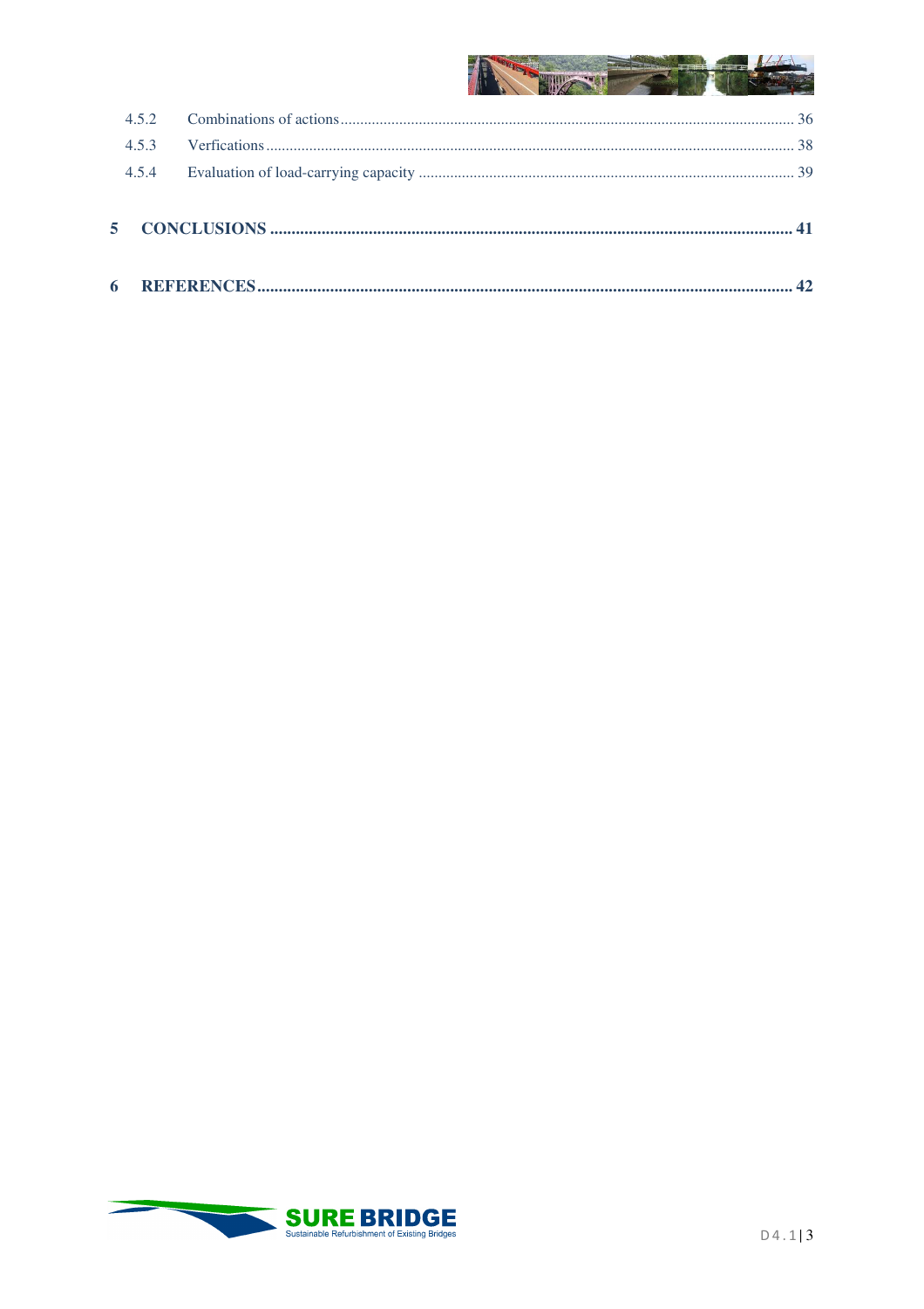4.5.2 Combinations of actions ........................................................ 36

4.5.3 Verfications ........................................................ 38

4.5.4 Evaluation of load-carrying capacity ........................................................ 39

**5 CONCLUSIONS ........................................................ 41**

**6 REFERENCES ........................................................ 42**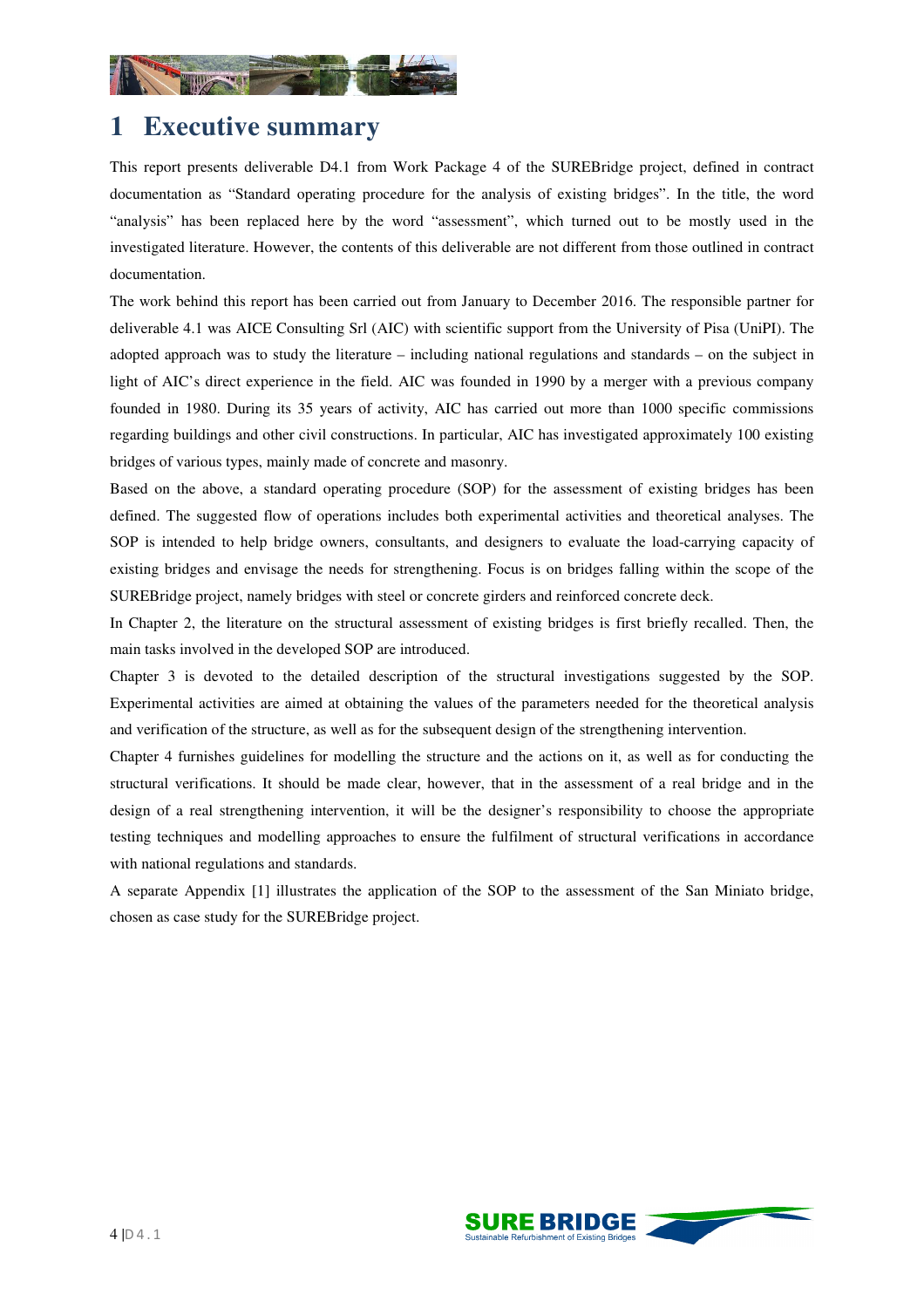# 1 Executive summary

This report presents deliverable D4.1 from Work Package 4 of the SUREBridge project, defined in contract documentation as "Standard operating procedure for the analysis of existing bridges". In the title, the word "analysis" has been replaced here by the word "assessment", which turned out to be mostly used in the investigated literature. However, the contents of this deliverable are not different from those outlined in contract documentation.

The work behind this report has been carried out from January to December 2016. The responsible partner for deliverable 4.1 was AICE Consulting Srl (AIC) with scientific support from the University of Pisa (UniPI). The adopted approach was to study the literature – including national regulations and standards – on the subject in light of AIC's direct experience in the field. AIC was founded in 1990 by a merger with a previous company founded in 1980. During its 35 years of activity, AIC has carried out more than 1000 specific commissions regarding buildings and other civil constructions. In particular, AIC has investigated approximately 100 existing bridges of various types, mainly made of concrete and masonry.

Based on the above, a standard operating procedure (SOP) for the assessment of existing bridges has been defined. The suggested flow of operations includes both experimental activities and theoretical analyses. The SOP is intended to help bridge owners, consultants, and designers to evaluate the load-carrying capacity of existing bridges and envisage the needs for strengthening. Focus is on bridges falling within the scope of the SUREBridge project, namely bridges with steel or concrete girders and reinforced concrete deck.

In Chapter 2, the literature on the structural assessment of existing bridges is first briefly recalled. Then, the main tasks involved in the developed SOP are introduced.

Chapter 3 is devoted to the detailed description of the structural investigations suggested by the SOP. Experimental activities are aimed at obtaining the values of the parameters needed for the theoretical analysis and verification of the structure, as well as for the subsequent design of the strengthening intervention.

Chapter 4 furnishes guidelines for modelling the structure and the actions on it, as well as for conducting the structural verifications. It should be made clear, however, that in the assessment of a real bridge and in the design of a real strengthening intervention, it will be the designer's responsibility to choose the appropriate testing techniques and modelling approaches to ensure the fulfilment of structural verifications in accordance with national regulations and standards.

A separate Appendix [1] illustrates the application of the SOP to the assessment of the San Miniato bridge, chosen as case study for the SUREBridge project.